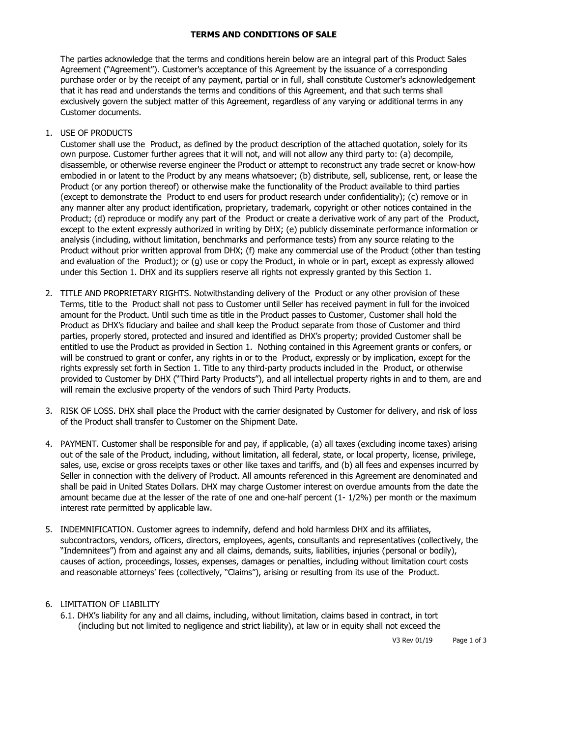# TERMS AND CONDITIONS OF SALE

The parties acknowledge that the terms and conditions herein below are an integral part of this Product Sales Agreement ("Agreement"). Customer's acceptance of this Agreement by the issuance of a corresponding purchase order or by the receipt of any payment, partial or in full, shall constitute Customer's acknowledgement that it has read and understands the terms and conditions of this Agreement, and that such terms shall exclusively govern the subject matter of this Agreement, regardless of any varying or additional terms in any Customer documents.

1. USE OF PRODUCTS
   Customer shall use the Product, as defined by the product description of the attached quotation, solely for its own purpose. Customer further agrees that it will not, and will not allow any third party to: (a) decompile, disassemble, or otherwise reverse engineer the Product or attempt to reconstruct any trade secret or know-how embodied in or latent to the Product by any means whatsoever; (b) distribute, sell, sublicense, rent, or lease the Product (or any portion thereof) or otherwise make the functionality of the Product available to third parties (except to demonstrate the Product to end users for product research under confidentiality); (c) remove or in any manner alter any product identification, proprietary, trademark, copyright or other notices contained in the Product; (d) reproduce or modify any part of the Product or create a derivative work of any part of the Product, except to the extent expressly authorized in writing by DHX; (e) publicly disseminate performance information or analysis (including, without limitation, benchmarks and performance tests) from any source relating to the Product without prior written approval from DHX; (f) make any commercial use of the Product (other than testing and evaluation of the Product); or (g) use or copy the Product, in whole or in part, except as expressly allowed under this Section 1. DHX and its suppliers reserve all rights not expressly granted by this Section 1.

2. TITLE AND PROPRIETARY RIGHTS. Notwithstanding delivery of the Product or any other provision of these Terms, title to the Product shall not pass to Customer until Seller has received payment in full for the invoiced amount for the Product. Until such time as title in the Product passes to Customer, Customer shall hold the Product as DHX's fiduciary and bailee and shall keep the Product separate from those of Customer and third parties, properly stored, protected and insured and identified as DHX's property; provided Customer shall be entitled to use the Product as provided in Section 1. Nothing contained in this Agreement grants or confers, or will be construed to grant or confer, any rights in or to the Product, expressly or by implication, except for the rights expressly set forth in Section 1. Title to any third-party products included in the Product, or otherwise provided to Customer by DHX ("Third Party Products"), and all intellectual property rights in and to them, are and will remain the exclusive property of the vendors of such Third Party Products.

3. RISK OF LOSS. DHX shall place the Product with the carrier designated by Customer for delivery, and risk of loss of the Product shall transfer to Customer on the Shipment Date.

4. PAYMENT. Customer shall be responsible for and pay, if applicable, (a) all taxes (excluding income taxes) arising out of the sale of the Product, including, without limitation, all federal, state, or local property, license, privilege, sales, use, excise or gross receipts taxes or other like taxes and tariffs, and (b) all fees and expenses incurred by Seller in connection with the delivery of Product. All amounts referenced in this Agreement are denominated and shall be paid in United States Dollars. DHX may charge Customer interest on overdue amounts from the date the amount became due at the lesser of the rate of one and one-half percent (1- 1/2%) per month or the maximum interest rate permitted by applicable law.

5. INDEMNIFICATION. Customer agrees to indemnify, defend and hold harmless DHX and its affiliates, subcontractors, vendors, officers, directors, employees, agents, consultants and representatives (collectively, the "Indemnitees") from and against any and all claims, demands, suits, liabilities, injuries (personal or bodily), causes of action, proceedings, losses, expenses, damages or penalties, including without limitation court costs and reasonable attorneys' fees (collectively, "Claims"), arising or resulting from its use of the Product.

6. LIMITATION OF LIABILITY
   6.1. DHX's liability for any and all claims, including, without limitation, claims based in contract, in tort (including but not limited to negligence and strict liability), at law or in equity shall not exceed the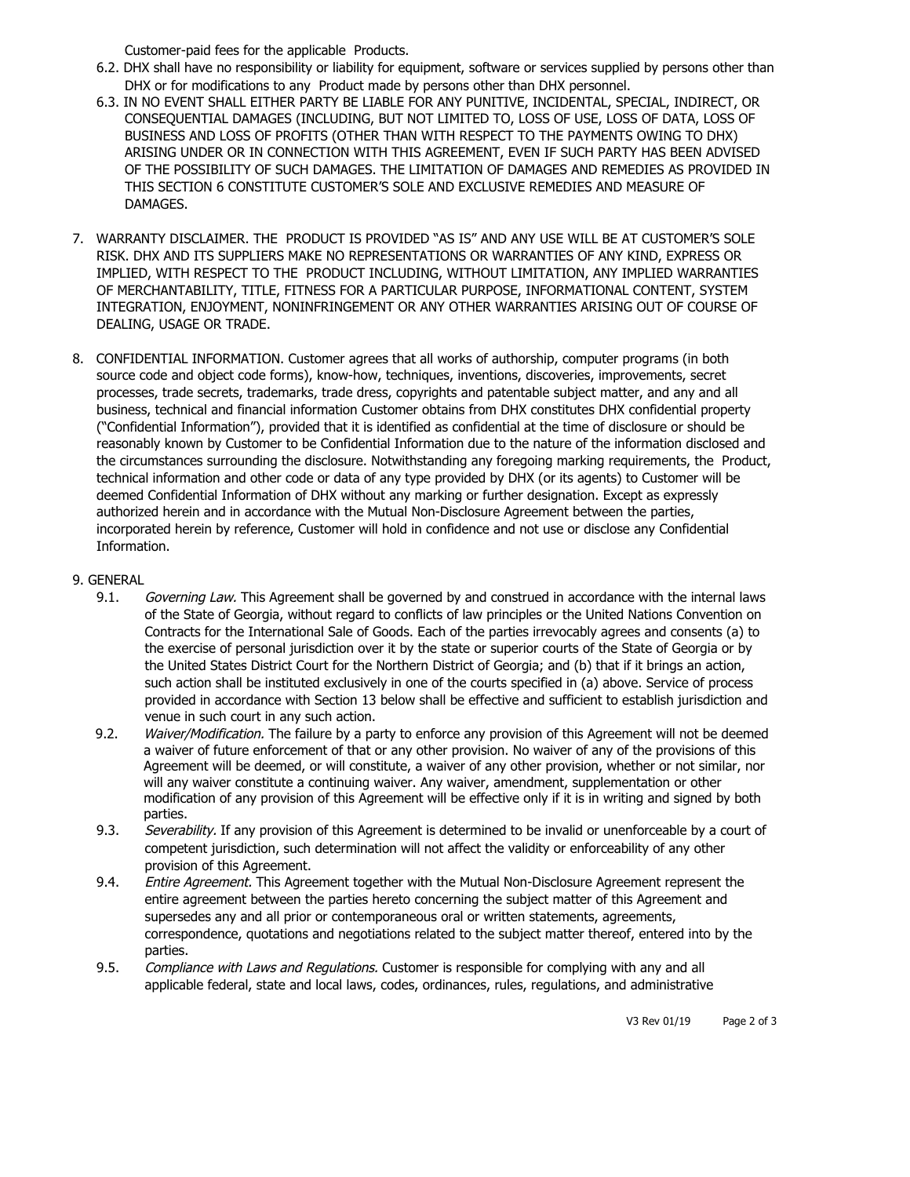Customer-paid fees for the applicable Products.

6.2. DHX shall have no responsibility or liability for equipment, software or services supplied by persons other than DHX or for modifications to any Product made by persons other than DHX personnel.

6.3. IN NO EVENT SHALL EITHER PARTY BE LIABLE FOR ANY PUNITIVE, INCIDENTAL, SPECIAL, INDIRECT, OR CONSEQUENTIAL DAMAGES (INCLUDING, BUT NOT LIMITED TO, LOSS OF USE, LOSS OF DATA, LOSS OF BUSINESS AND LOSS OF PROFITS (OTHER THAN WITH RESPECT TO THE PAYMENTS OWING TO DHX) ARISING UNDER OR IN CONNECTION WITH THIS AGREEMENT, EVEN IF SUCH PARTY HAS BEEN ADVISED OF THE POSSIBILITY OF SUCH DAMAGES. THE LIMITATION OF DAMAGES AND REMEDIES AS PROVIDED IN THIS SECTION 6 CONSTITUTE CUSTOMER'S SOLE AND EXCLUSIVE REMEDIES AND MEASURE OF DAMAGES.

7. WARRANTY DISCLAIMER. THE PRODUCT IS PROVIDED "AS IS" AND ANY USE WILL BE AT CUSTOMER'S SOLE RISK. DHX AND ITS SUPPLIERS MAKE NO REPRESENTATIONS OR WARRANTIES OF ANY KIND, EXPRESS OR IMPLIED, WITH RESPECT TO THE PRODUCT INCLUDING, WITHOUT LIMITATION, ANY IMPLIED WARRANTIES OF MERCHANTABILITY, TITLE, FITNESS FOR A PARTICULAR PURPOSE, INFORMATIONAL CONTENT, SYSTEM INTEGRATION, ENJOYMENT, NONINFRINGEMENT OR ANY OTHER WARRANTIES ARISING OUT OF COURSE OF DEALING, USAGE OR TRADE.

8. CONFIDENTIAL INFORMATION. Customer agrees that all works of authorship, computer programs (in both source code and object code forms), know-how, techniques, inventions, discoveries, improvements, secret processes, trade secrets, trademarks, trade dress, copyrights and patentable subject matter, and any and all business, technical and financial information Customer obtains from DHX constitutes DHX confidential property ("Confidential Information"), provided that it is identified as confidential at the time of disclosure or should be reasonably known by Customer to be Confidential Information due to the nature of the information disclosed and the circumstances surrounding the disclosure. Notwithstanding any foregoing marking requirements, the Product, technical information and other code or data of any type provided by DHX (or its agents) to Customer will be deemed Confidential Information of DHX without any marking or further designation. Except as expressly authorized herein and in accordance with the Mutual Non-Disclosure Agreement between the parties, incorporated herein by reference, Customer will hold in confidence and not use or disclose any Confidential Information.

9. GENERAL

9.1. *Governing Law.* This Agreement shall be governed by and construed in accordance with the internal laws of the State of Georgia, without regard to conflicts of law principles or the United Nations Convention on Contracts for the International Sale of Goods. Each of the parties irrevocably agrees and consents (a) to the exercise of personal jurisdiction over it by the state or superior courts of the State of Georgia or by the United States District Court for the Northern District of Georgia; and (b) that if it brings an action, such action shall be instituted exclusively in one of the courts specified in (a) above. Service of process provided in accordance with Section 13 below shall be effective and sufficient to establish jurisdiction and venue in such court in any such action.

9.2. *Waiver/Modification.* The failure by a party to enforce any provision of this Agreement will not be deemed a waiver of future enforcement of that or any other provision. No waiver of any of the provisions of this Agreement will be deemed, or will constitute, a waiver of any other provision, whether or not similar, nor will any waiver constitute a continuing waiver. Any waiver, amendment, supplementation or other modification of any provision of this Agreement will be effective only if it is in writing and signed by both parties.

9.3. *Severability.* If any provision of this Agreement is determined to be invalid or unenforceable by a court of competent jurisdiction, such determination will not affect the validity or enforceability of any other provision of this Agreement.

9.4. *Entire Agreement.* This Agreement together with the Mutual Non-Disclosure Agreement represent the entire agreement between the parties hereto concerning the subject matter of this Agreement and supersedes any and all prior or contemporaneous oral or written statements, agreements, correspondence, quotations and negotiations related to the subject matter thereof, entered into by the parties.

9.5. *Compliance with Laws and Regulations.* Customer is responsible for complying with any and all applicable federal, state and local laws, codes, ordinances, rules, regulations, and administrative

V3 Rev 01/19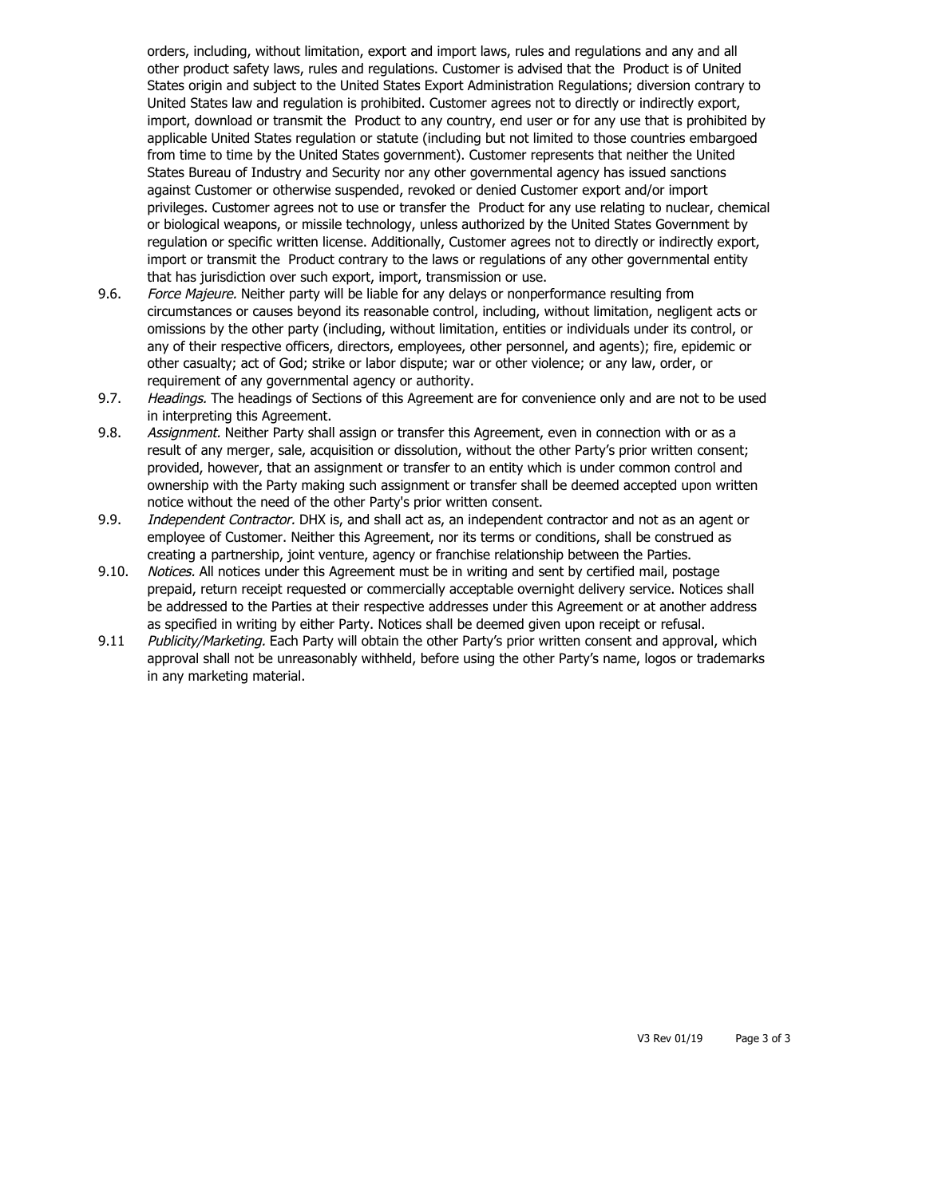orders, including, without limitation, export and import laws, rules and regulations and any and all other product safety laws, rules and regulations. Customer is advised that the Product is of United States origin and subject to the United States Export Administration Regulations; diversion contrary to United States law and regulation is prohibited. Customer agrees not to directly or indirectly export, import, download or transmit the Product to any country, end user or for any use that is prohibited by applicable United States regulation or statute (including but not limited to those countries embargoed from time to time by the United States government). Customer represents that neither the United States Bureau of Industry and Security nor any other governmental agency has issued sanctions against Customer or otherwise suspended, revoked or denied Customer export and/or import privileges. Customer agrees not to use or transfer the Product for any use relating to nuclear, chemical or biological weapons, or missile technology, unless authorized by the United States Government by regulation or specific written license. Additionally, Customer agrees not to directly or indirectly export, import or transmit the Product contrary to the laws or regulations of any other governmental entity that has jurisdiction over such export, import, transmission or use.

9.6. *Force Majeure.* Neither party will be liable for any delays or nonperformance resulting from circumstances or causes beyond its reasonable control, including, without limitation, negligent acts or omissions by the other party (including, without limitation, entities or individuals under its control, or any of their respective officers, directors, employees, other personnel, and agents); fire, epidemic or other casualty; act of God; strike or labor dispute; war or other violence; or any law, order, or requirement of any governmental agency or authority.

9.7. *Headings.* The headings of Sections of this Agreement are for convenience only and are not to be used in interpreting this Agreement.

9.8. *Assignment.* Neither Party shall assign or transfer this Agreement, even in connection with or as a result of any merger, sale, acquisition or dissolution, without the other Party's prior written consent; provided, however, that an assignment or transfer to an entity which is under common control and ownership with the Party making such assignment or transfer shall be deemed accepted upon written notice without the need of the other Party's prior written consent.

9.9. *Independent Contractor.* DHX is, and shall act as, an independent contractor and not as an agent or employee of Customer. Neither this Agreement, nor its terms or conditions, shall be construed as creating a partnership, joint venture, agency or franchise relationship between the Parties.

9.10. *Notices.* All notices under this Agreement must be in writing and sent by certified mail, postage prepaid, return receipt requested or commercially acceptable overnight delivery service. Notices shall be addressed to the Parties at their respective addresses under this Agreement or at another address as specified in writing by either Party. Notices shall be deemed given upon receipt or refusal.

9.11 *Publicity/Marketing.* Each Party will obtain the other Party's prior written consent and approval, which approval shall not be unreasonably withheld, before using the other Party's name, logos or trademarks in any marketing material.

V3 Rev 01/19